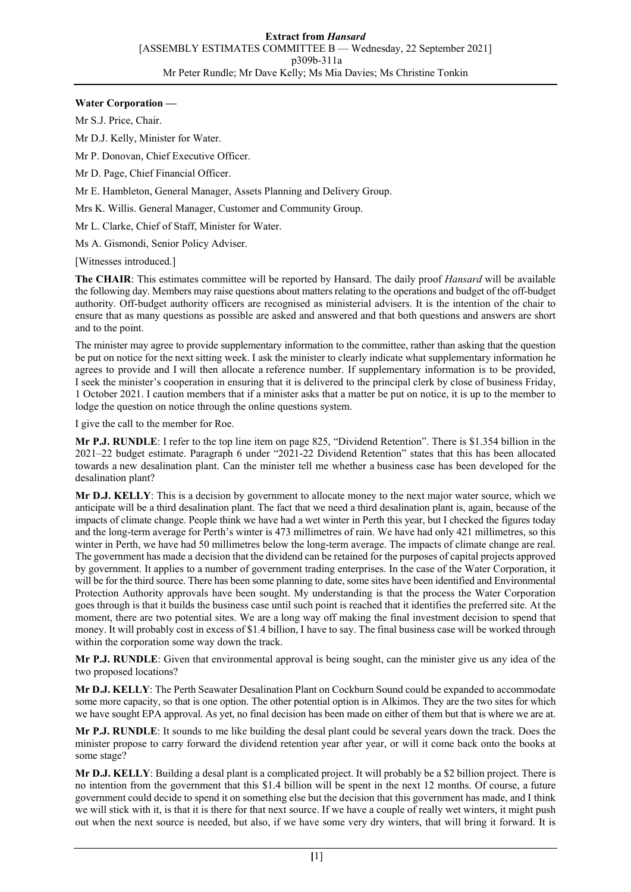**Water Corporation —**

Mr S.J. Price, Chair.

Mr D.J. Kelly, Minister for Water.

Mr P. Donovan, Chief Executive Officer.

Mr D. Page, Chief Financial Officer.

Mr E. Hambleton, General Manager, Assets Planning and Delivery Group.

Mrs K. Willis. General Manager, Customer and Community Group.

Mr L. Clarke, Chief of Staff, Minister for Water.

Ms A. Gismondi, Senior Policy Adviser.

[Witnesses introduced.]

**The CHAIR**: This estimates committee will be reported by Hansard. The daily proof *Hansard* will be available the following day. Members may raise questions about matters relating to the operations and budget of the off-budget authority. Off-budget authority officers are recognised as ministerial advisers. It is the intention of the chair to ensure that as many questions as possible are asked and answered and that both questions and answers are short and to the point.

The minister may agree to provide supplementary information to the committee, rather than asking that the question be put on notice for the next sitting week. I ask the minister to clearly indicate what supplementary information he agrees to provide and I will then allocate a reference number. If supplementary information is to be provided, I seek the minister's cooperation in ensuring that it is delivered to the principal clerk by close of business Friday, 1 October 2021. I caution members that if a minister asks that a matter be put on notice, it is up to the member to lodge the question on notice through the online questions system.

I give the call to the member for Roe.

**Mr P.J. RUNDLE**: I refer to the top line item on page 825, "Dividend Retention". There is $1.354 billion in the 2021–22 budget estimate. Paragraph 6 under "2021-22 Dividend Retention" states that this has been allocated towards a new desalination plant. Can the minister tell me whether a business case has been developed for the desalination plant?

**Mr D.J. KELLY**: This is a decision by government to allocate money to the next major water source, which we anticipate will be a third desalination plant. The fact that we need a third desalination plant is, again, because of the impacts of climate change. People think we have had a wet winter in Perth this year, but I checked the figures today and the long-term average for Perth's winter is 473 millimetres of rain. We have had only 421 millimetres, so this winter in Perth, we have had 50 millimetres below the long-term average. The impacts of climate change are real. The government has made a decision that the dividend can be retained for the purposes of capital projects approved by government. It applies to a number of government trading enterprises. In the case of the Water Corporation, it will be for the third source. There has been some planning to date, some sites have been identified and Environmental Protection Authority approvals have been sought. My understanding is that the process the Water Corporation goes through is that it builds the business case until such point is reached that it identifies the preferred site. At the moment, there are two potential sites. We are a long way off making the final investment decision to spend that money. It will probably cost in excess of $1.4 billion, I have to say. The final business case will be worked through within the corporation some way down the track.

**Mr P.J. RUNDLE**: Given that environmental approval is being sought, can the minister give us any idea of the two proposed locations?

**Mr D.J. KELLY**: The Perth Seawater Desalination Plant on Cockburn Sound could be expanded to accommodate some more capacity, so that is one option. The other potential option is in Alkimos. They are the two sites for which we have sought EPA approval. As yet, no final decision has been made on either of them but that is where we are at.

**Mr P.J. RUNDLE**: It sounds to me like building the desal plant could be several years down the track. Does the minister propose to carry forward the dividend retention year after year, or will it come back onto the books at some stage?

**Mr D.J. KELLY**: Building a desal plant is a complicated project. It will probably be a $2 billion project. There is no intention from the government that this $1.4 billion will be spent in the next 12 months. Of course, a future government could decide to spend it on something else but the decision that this government has made, and I think we will stick with it, is that it is there for that next source. If we have a couple of really wet winters, it might push out when the next source is needed, but also, if we have some very dry winters, that will bring it forward. It is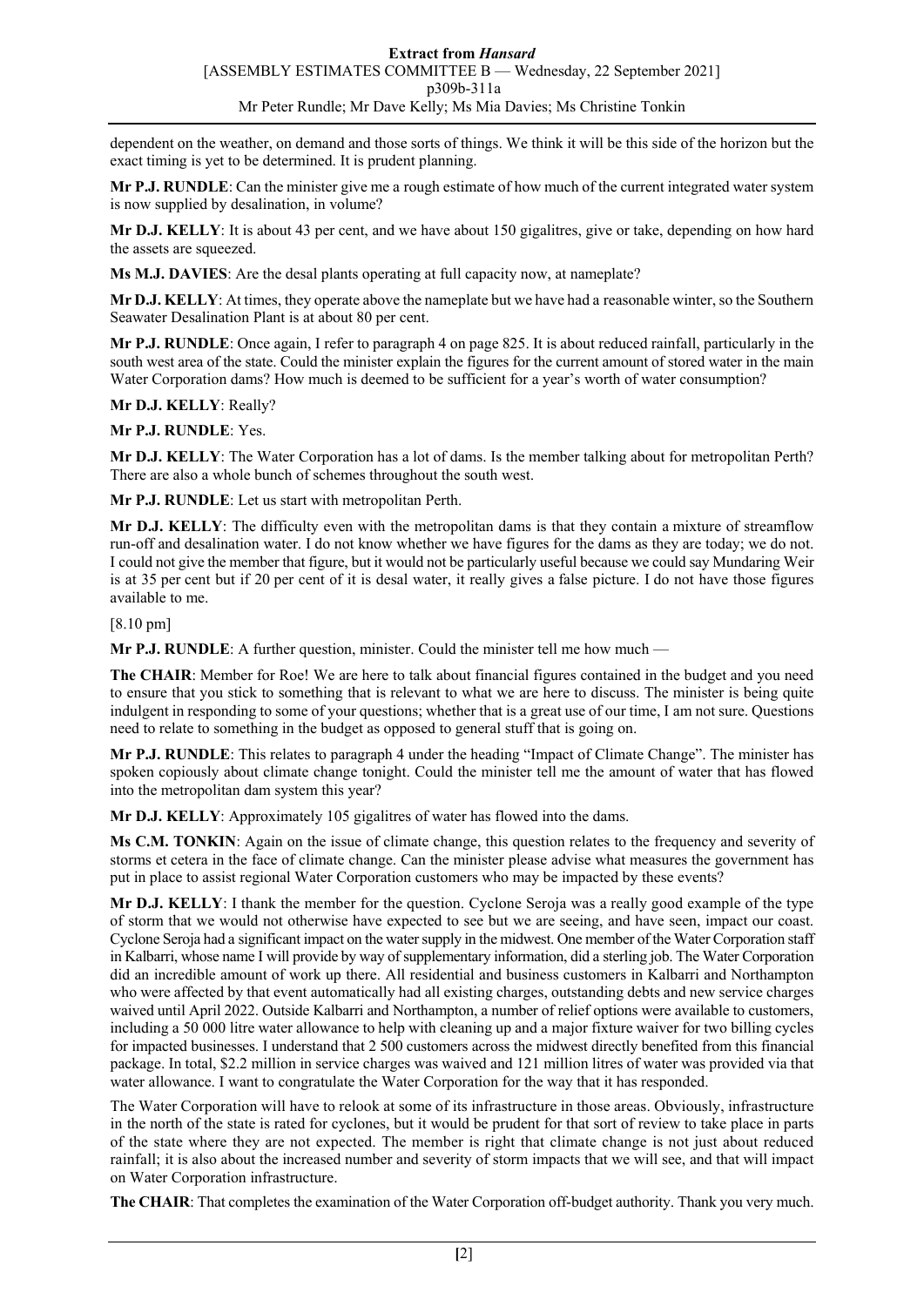dependent on the weather, on demand and those sorts of things. We think it will be this side of the horizon but the exact timing is yet to be determined. It is prudent planning.

**Mr P.J. RUNDLE**: Can the minister give me a rough estimate of how much of the current integrated water system is now supplied by desalination, in volume?

**Mr D.J. KELLY**: It is about 43 per cent, and we have about 150 gigalitres, give or take, depending on how hard the assets are squeezed.

**Ms M.J. DAVIES**: Are the desal plants operating at full capacity now, at nameplate?

**Mr D.J. KELLY**: At times, they operate above the nameplate but we have had a reasonable winter, so the Southern Seawater Desalination Plant is at about 80 per cent.

**Mr P.J. RUNDLE**: Once again, I refer to paragraph 4 on page 825. It is about reduced rainfall, particularly in the south west area of the state. Could the minister explain the figures for the current amount of stored water in the main Water Corporation dams? How much is deemed to be sufficient for a year's worth of water consumption?

**Mr D.J. KELLY**: Really?

**Mr P.J. RUNDLE**: Yes.

**Mr D.J. KELLY**: The Water Corporation has a lot of dams. Is the member talking about for metropolitan Perth? There are also a whole bunch of schemes throughout the south west.

**Mr P.J. RUNDLE**: Let us start with metropolitan Perth.

**Mr D.J. KELLY**: The difficulty even with the metropolitan dams is that they contain a mixture of streamflow run-off and desalination water. I do not know whether we have figures for the dams as they are today; we do not. I could not give the member that figure, but it would not be particularly useful because we could say Mundaring Weir is at 35 per cent but if 20 per cent of it is desal water, it really gives a false picture. I do not have those figures available to me.

[8.10 pm]

**Mr P.J. RUNDLE**: A further question, minister. Could the minister tell me how much —

**The CHAIR**: Member for Roe! We are here to talk about financial figures contained in the budget and you need to ensure that you stick to something that is relevant to what we are here to discuss. The minister is being quite indulgent in responding to some of your questions; whether that is a great use of our time, I am not sure. Questions need to relate to something in the budget as opposed to general stuff that is going on.

**Mr P.J. RUNDLE**: This relates to paragraph 4 under the heading "Impact of Climate Change". The minister has spoken copiously about climate change tonight. Could the minister tell me the amount of water that has flowed into the metropolitan dam system this year?

**Mr D.J. KELLY**: Approximately 105 gigalitres of water has flowed into the dams.

**Ms C.M. TONKIN**: Again on the issue of climate change, this question relates to the frequency and severity of storms et cetera in the face of climate change. Can the minister please advise what measures the government has put in place to assist regional Water Corporation customers who may be impacted by these events?

**Mr D.J. KELLY**: I thank the member for the question. Cyclone Seroja was a really good example of the type of storm that we would not otherwise have expected to see but we are seeing, and have seen, impact our coast. Cyclone Seroja had a significant impact on the water supply in the midwest. One member of the Water Corporation staff in Kalbarri, whose name I will provide by way of supplementary information, did a sterling job. The Water Corporation did an incredible amount of work up there. All residential and business customers in Kalbarri and Northampton who were affected by that event automatically had all existing charges, outstanding debts and new service charges waived until April 2022. Outside Kalbarri and Northampton, a number of relief options were available to customers, including a 50 000 litre water allowance to help with cleaning up and a major fixture waiver for two billing cycles for impacted businesses. I understand that 2 500 customers across the midwest directly benefited from this financial package. In total, $2.2 million in service charges was waived and 121 million litres of water was provided via that water allowance. I want to congratulate the Water Corporation for the way that it has responded.

The Water Corporation will have to relook at some of its infrastructure in those areas. Obviously, infrastructure in the north of the state is rated for cyclones, but it would be prudent for that sort of review to take place in parts of the state where they are not expected. The member is right that climate change is not just about reduced rainfall; it is also about the increased number and severity of storm impacts that we will see, and that will impact on Water Corporation infrastructure.

**The CHAIR**: That completes the examination of the Water Corporation off-budget authority. Thank you very much.